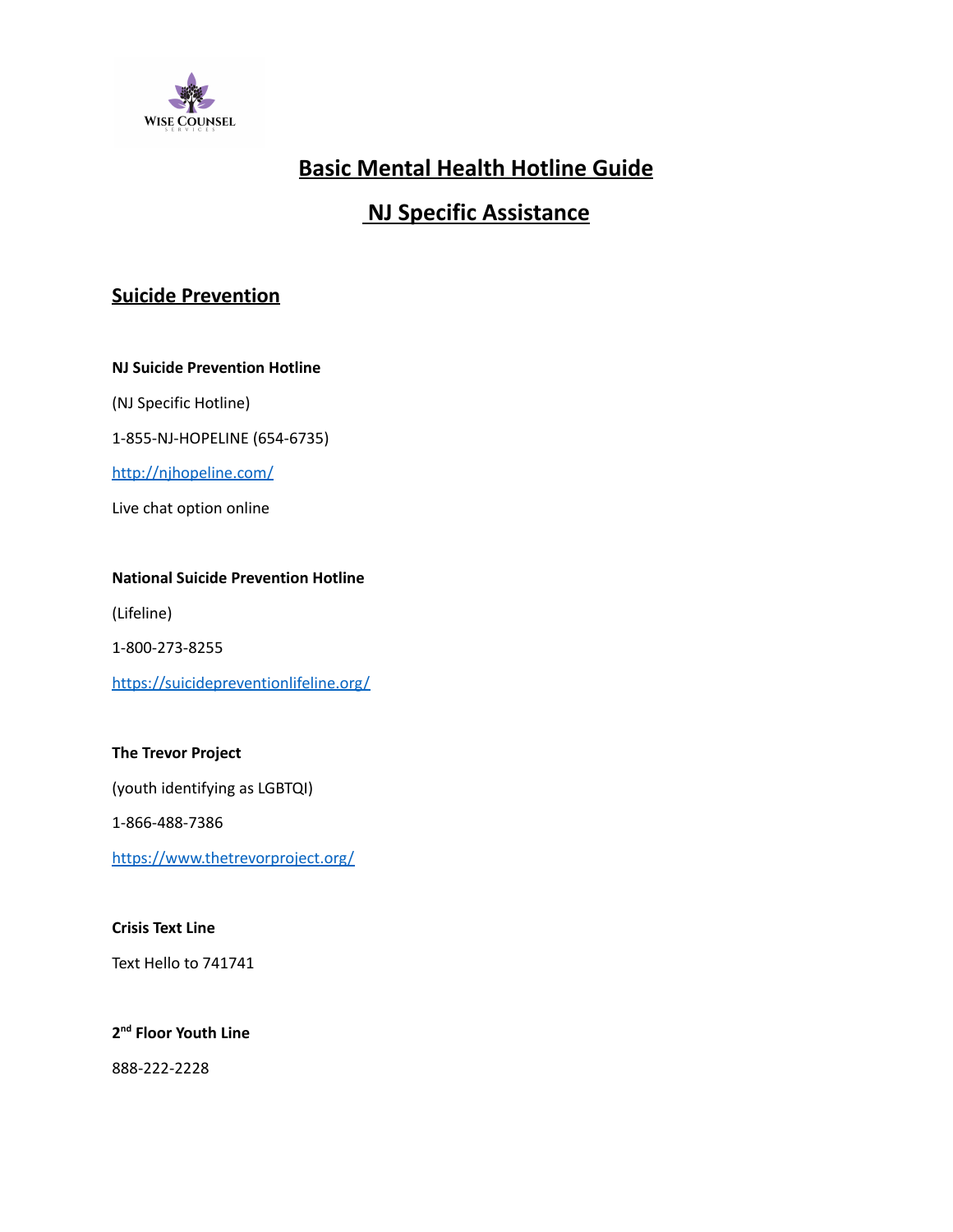# Basic Mental Health Hotline Guide

# NJ Specific Assistance

## Suicide Prevention

**NJ Suicide Prevention Hotline**

(NJ Specific Hotline)

1-855-NJ-HOPELINE (654-6735)

http://njhopeline.com/

Live chat option online

**National Suicide Prevention Hotline**

(Lifeline)

1-800-273-8255

https://suicidepreventionlifeline.org/

**The Trevor Project**

(youth identifying as LGBTQI)

1-866-488-7386

https://www.thetrevorproject.org/

**Crisis Text Line**

Text Hello to 741741

**2nd Floor Youth Line**

888-222-2228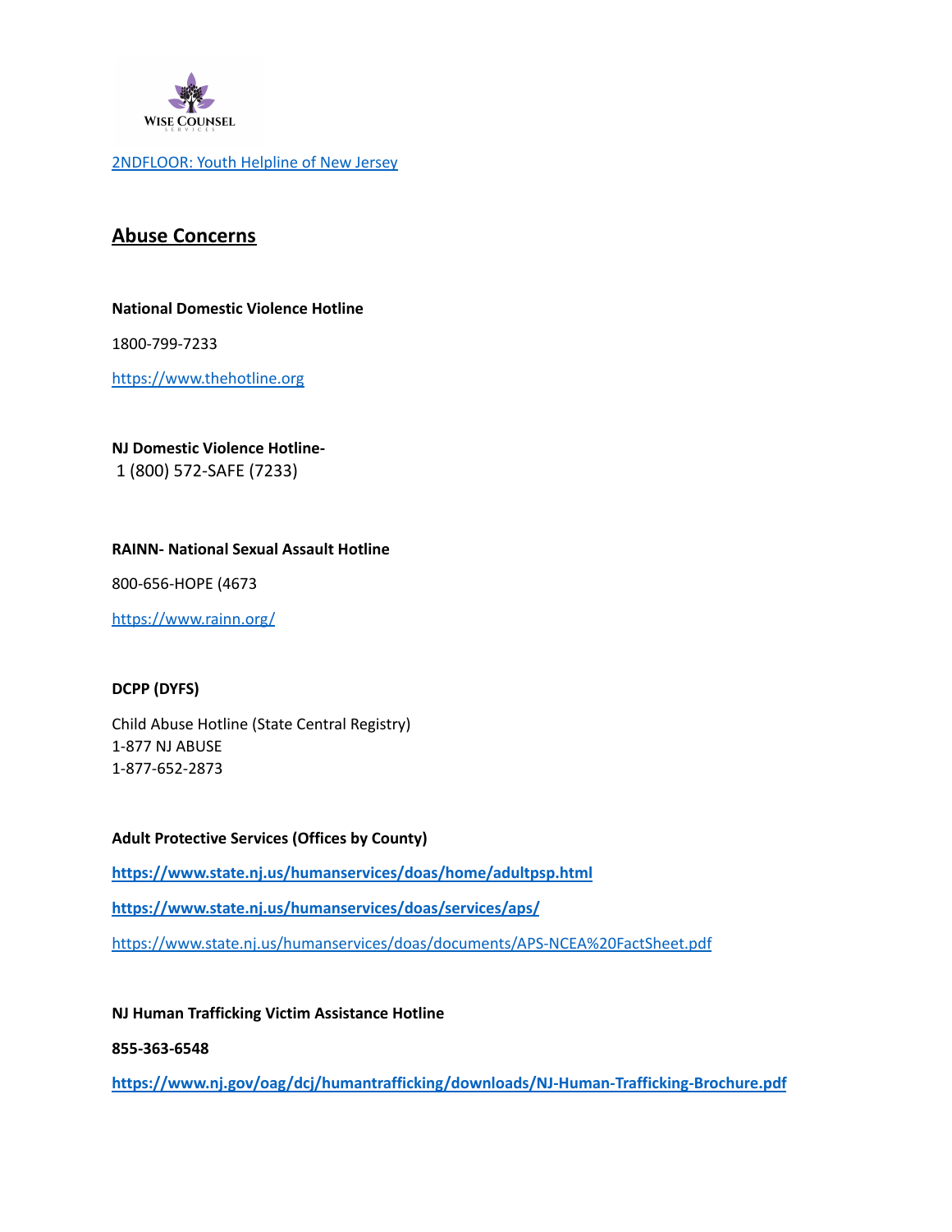[2NDFLOOR: Youth Helpline of New Jersey]

## Abuse Concerns

**National Domestic Violence Hotline**

1800-799-7233

https://www.thehotline.org

**NJ Domestic Violence Hotline-**
1 (800) 572-SAFE (7233)

**RAINN- National Sexual Assault Hotline**

800-656-HOPE (4673

https://www.rainn.org/

**DCPP (DYFS)**

Child Abuse Hotline (State Central Registry)
1-877 NJ ABUSE
1-877-652-2873

**Adult Protective Services (Offices by County)**

**https://www.state.nj.us/humanservices/doas/home/adultpsp.html**

**https://www.state.nj.us/humanservices/doas/services/aps/**

https://www.state.nj.us/humanservices/doas/documents/APS-NCEA%20FactSheet.pdf

**NJ Human Trafficking Victim Assistance Hotline**

**855-363-6548**

**https://www.nj.gov/oag/dcj/humantrafficking/downloads/NJ-Human-Trafficking-Brochure.pdf**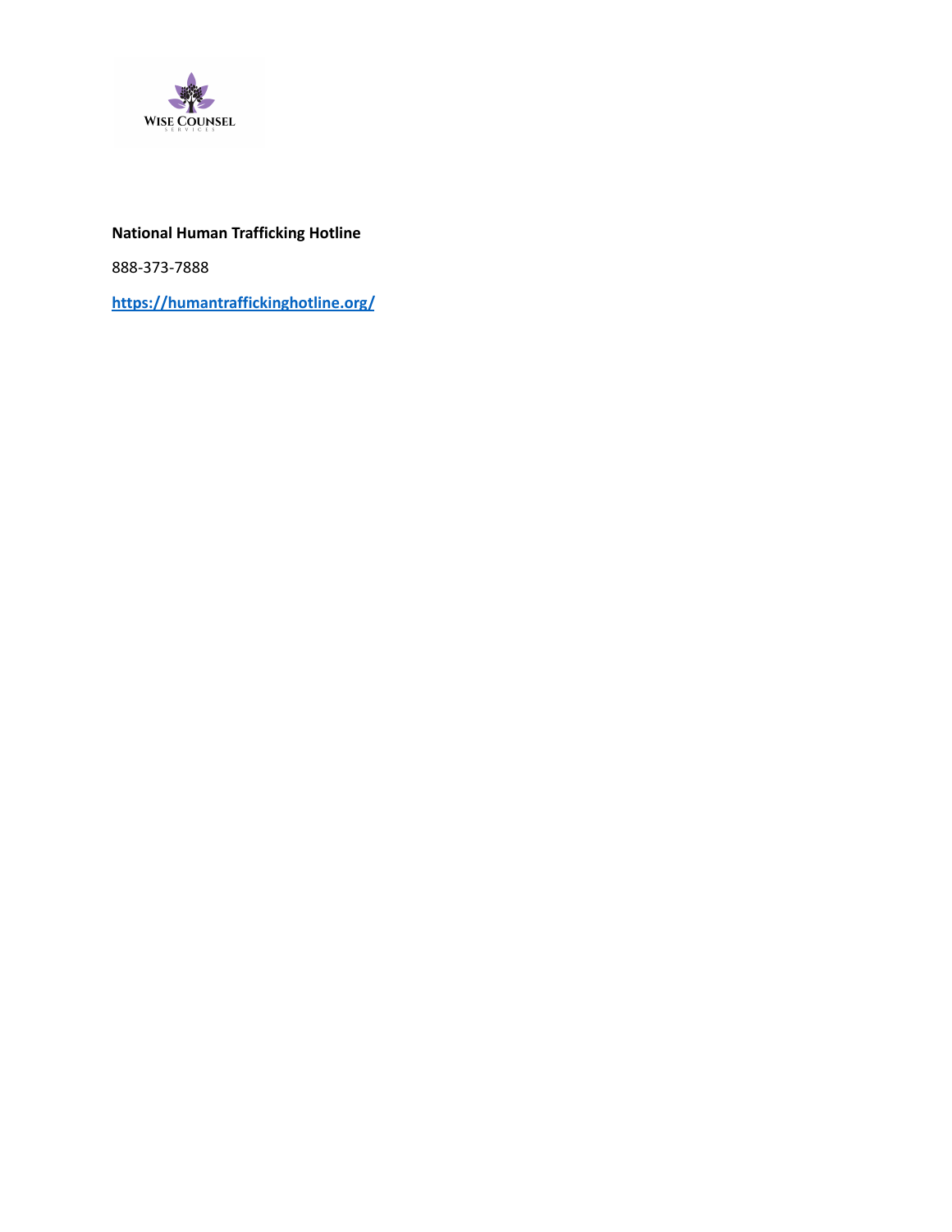**National Human Trafficking Hotline**

888-373-7888

**[https://humantraffickinghotline.org/](https://humantraffickinghotline.org/)**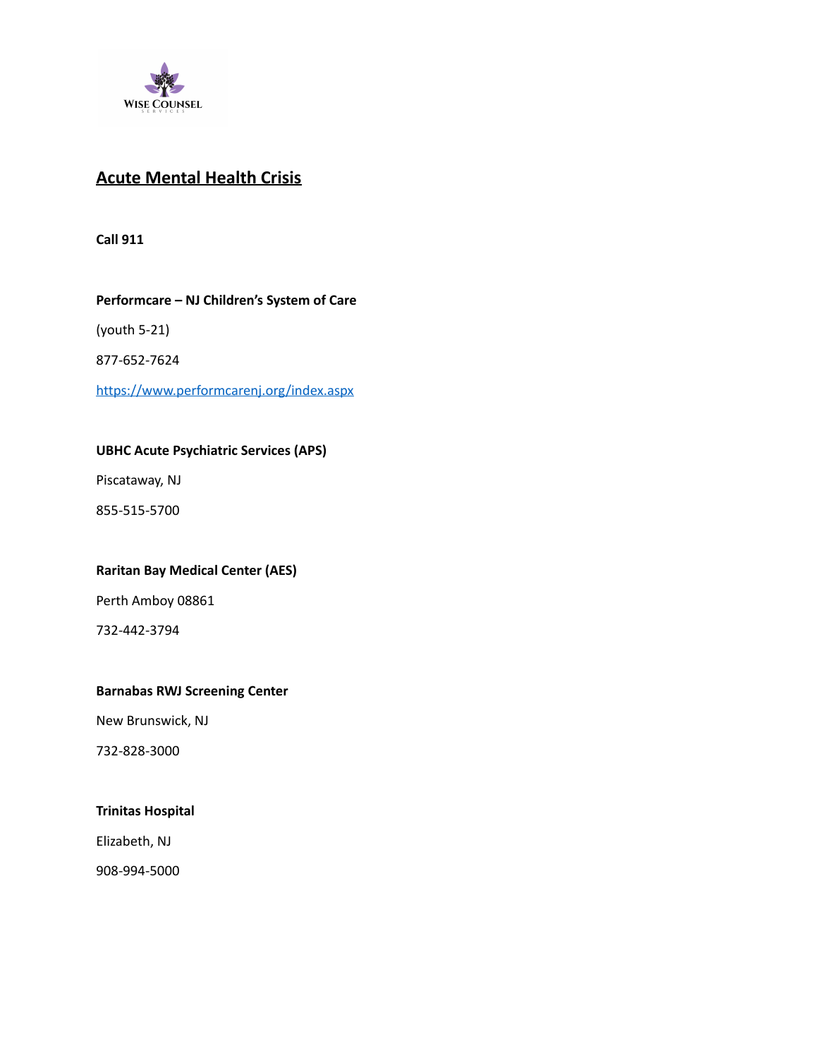## Acute Mental Health Crisis

**Call 911**

**Performcare – NJ Children's System of Care**

(youth 5-21)

877-652-7624

https://www.performcarenj.org/index.aspx

**UBHC Acute Psychiatric Services (APS)**

Piscataway, NJ

855-515-5700

**Raritan Bay Medical Center (AES)**

Perth Amboy 08861

732-442-3794

**Barnabas RWJ Screening Center**

New Brunswick, NJ

732-828-3000

**Trinitas Hospital**

Elizabeth, NJ

908-994-5000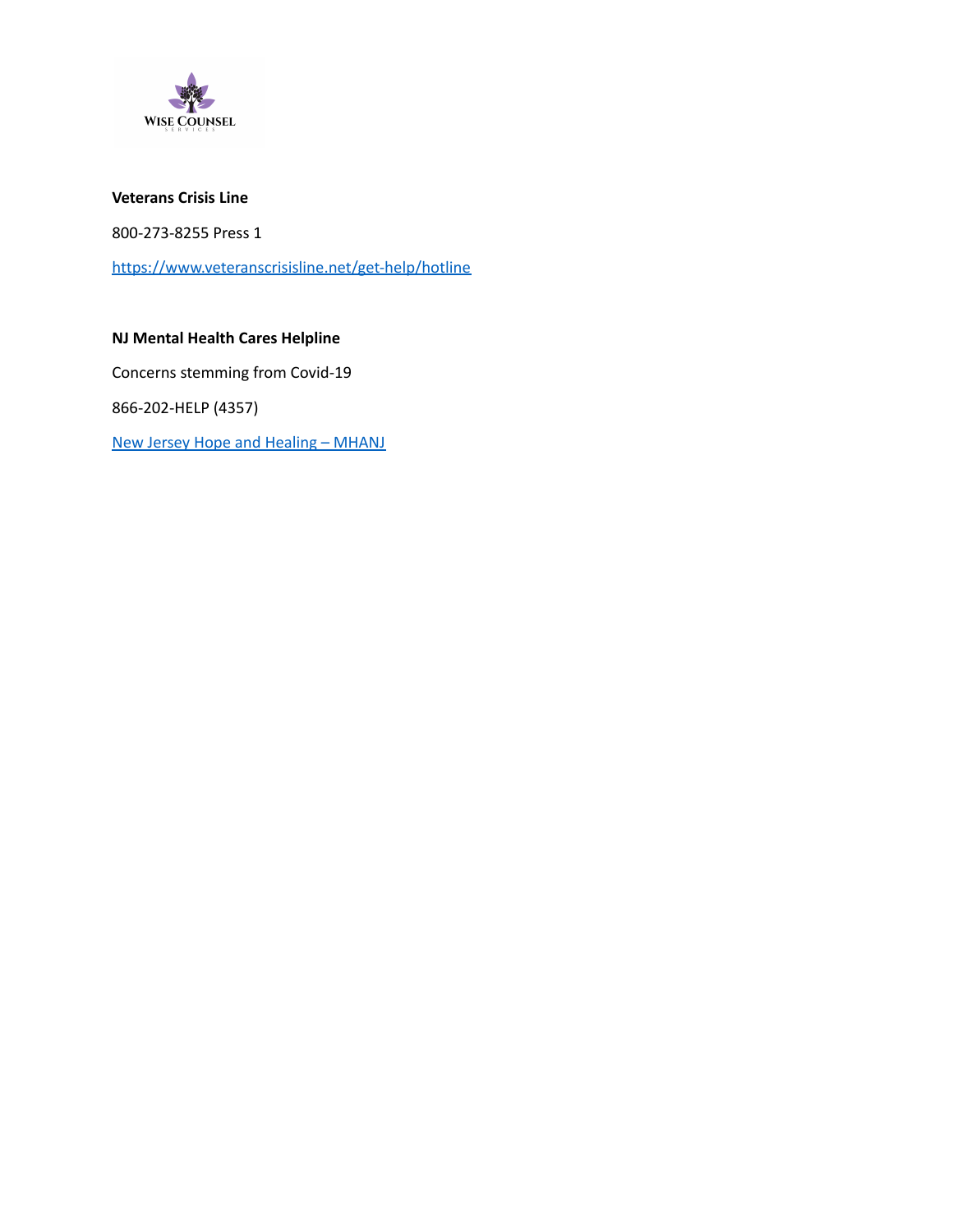**Veterans Crisis Line**

800-273-8255 Press 1

[https://www.veteranscrisisline.net/get-help/hotline](https://www.veteranscrisisline.net/get-help/hotline)

**NJ Mental Health Cares Helpline**

Concerns stemming from Covid-19

866-202-HELP (4357)

New Jersey Hope and Healing – MHANJ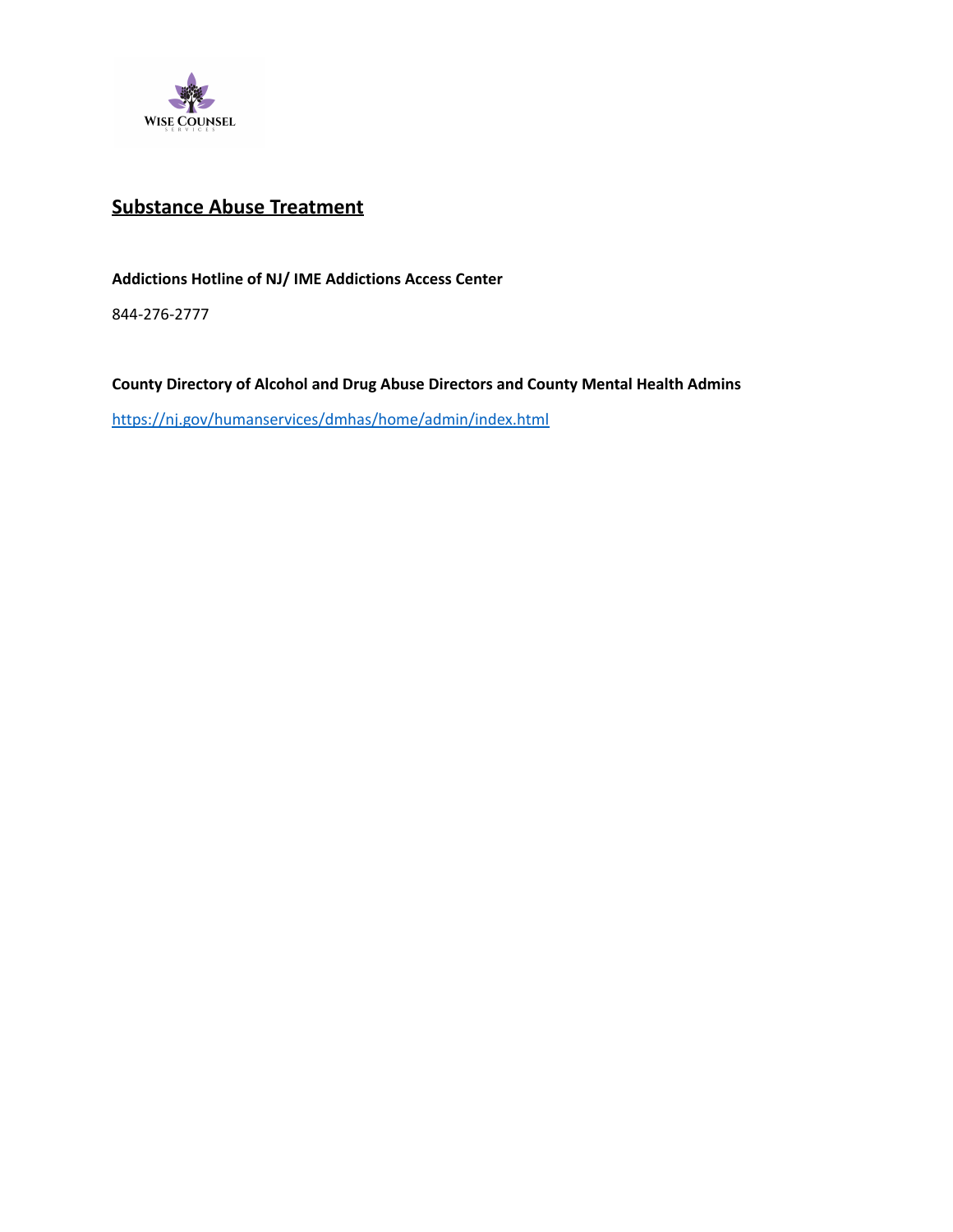## Substance Abuse Treatment

**Addictions Hotline of NJ/ IME Addictions Access Center**

844-276-2777

**County Directory of Alcohol and Drug Abuse Directors and County Mental Health Admins**

https://nj.gov/humanservices/dmhas/home/admin/index.html